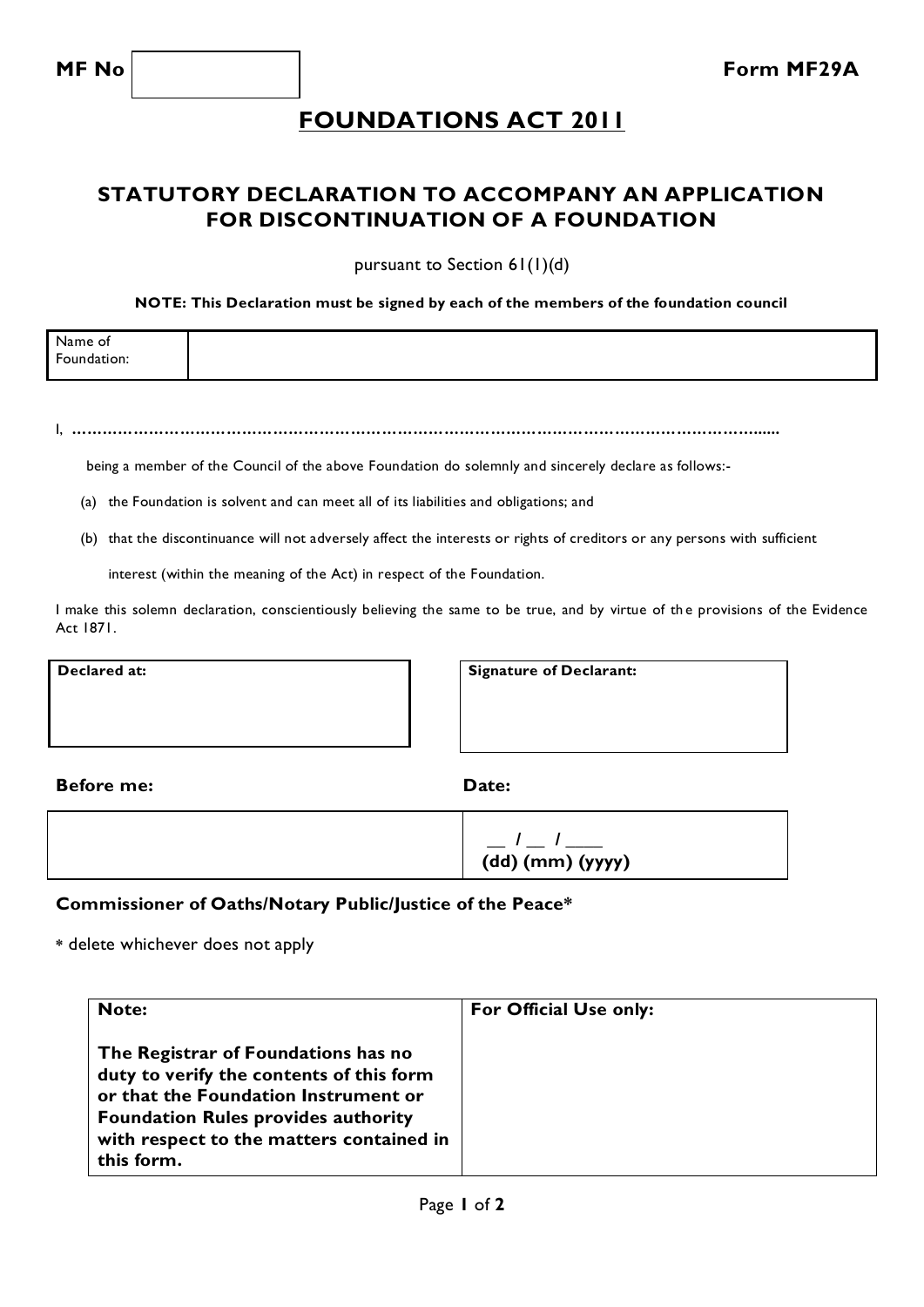| MF No | | Form MF29A |
|---|---|---|

# FOUNDATIONS ACT 2011

## STATUTORY DECLARATION TO ACCOMPANY AN APPLICATION FOR DISCONTINUATION OF A FOUNDATION

pursuant to Section 61(1)(d)

**NOTE: This Declaration must be signed by each of the members of the foundation council**

| Name of Foundation: | |
|---|---|

I, ……………………………………………………………………………………………………………………......

being a member of the Council of the above Foundation do solemnly and sincerely declare as follows:-

(a) the Foundation is solvent and can meet all of its liabilities and obligations; and

(b) that the discontinuance will not adversely affect the interests or rights of creditors or any persons with sufficient interest (within the meaning of the Act) in respect of the Foundation.

I make this solemn declaration, conscientiously believing the same to be true, and by virtue of the provisions of the Evidence Act 1871.

| Declared at: | Signature of Declarant: |
|---|---|
| | |

| Before me: | Date: |
|---|---|
| | __ / __ / ____ (dd) (mm) (yyyy) |

**Commissioner of Oaths/Notary Public/Justice of the Peace***

* delete whichever does not apply

| Note: | For Official Use only: |
|---|---|
| **The Registrar of Foundations has no duty to verify the contents of this form or that the Foundation Instrument or Foundation Rules provides authority with respect to the matters contained in this form.** | |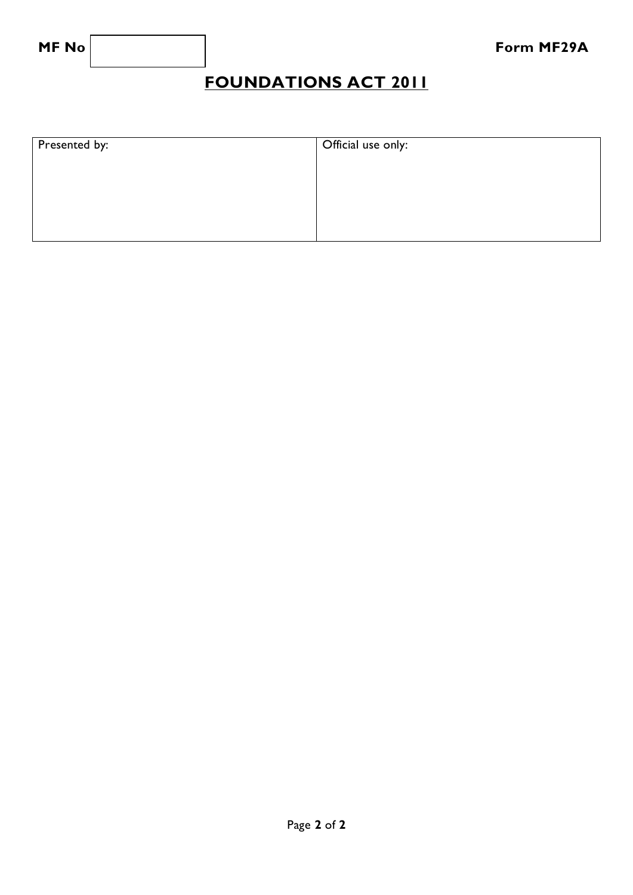**MF No** | | **Form MF29A**

# FOUNDATIONS ACT 2011

| Presented by: | Official use only: |
| --- | --- |
| | |